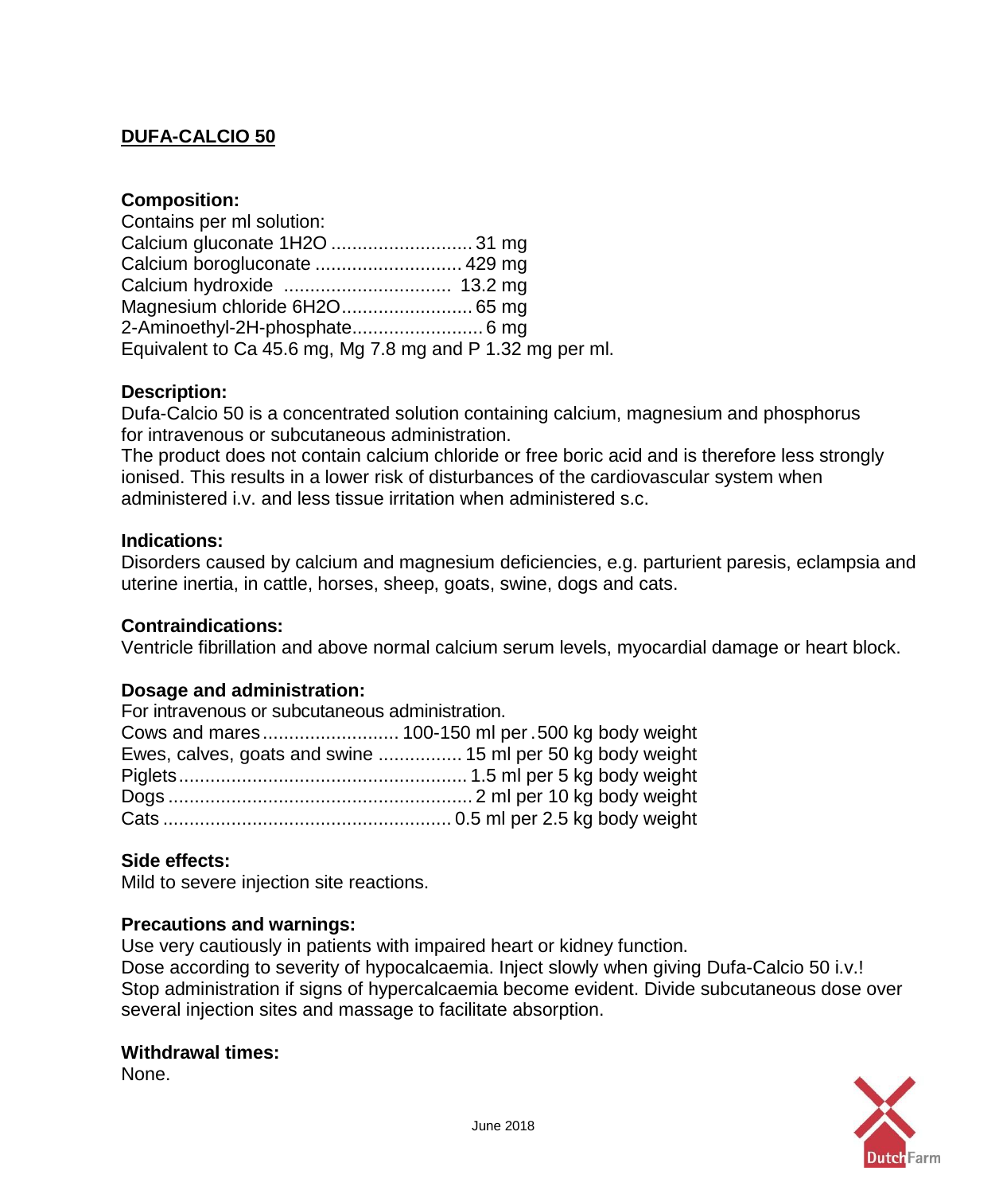# DUFA-CALCIO 50

### Composition:

Contains per ml solution:

| | |
|---|---|
| Calcium gluconate 1H2O | 31 mg |
| Calcium borogluconate | 429 mg |
| Calcium hydroxide | 13.2 mg |
| Magnesium chloride 6H2O | 65 mg |
| 2-Aminoethyl-2H-phosphate | 6 mg |

Equivalent to Ca 45.6 mg, Mg 7.8 mg and P 1.32 mg per ml.

### Description:

Dufa-Calcio 50 is a concentrated solution containing calcium, magnesium and phosphorus for intravenous or subcutaneous administration.
The product does not contain calcium chloride or free boric acid and is therefore less strongly ionised. This results in a lower risk of disturbances of the cardiovascular system when administered i.v. and less tissue irritation when administered s.c.

### Indications:

Disorders caused by calcium and magnesium deficiencies, e.g. parturient paresis, eclampsia and uterine inertia, in cattle, horses, sheep, goats, swine, dogs and cats.

### Contraindications:

Ventricle fibrillation and above normal calcium serum levels, myocardial damage or heart block.

### Dosage and administration:

For intravenous or subcutaneous administration.

| | |
|---|---|
| Cows and mares | 100-150 ml per 500 kg body weight |
| Ewes, calves, goats and swine | 15 ml per 50 kg body weight |
| Piglets | 1.5 ml per 5 kg body weight |
| Dogs | 2 ml per 10 kg body weight |
| Cats | 0.5 ml per 2.5 kg body weight |

### Side effects:

Mild to severe injection site reactions.

### Precautions and warnings:

Use very cautiously in patients with impaired heart or kidney function.
Dose according to severity of hypocalcaemia. Inject slowly when giving Dufa-Calcio 50 i.v.!
Stop administration if signs of hypercalcaemia become evident. Divide subcutaneous dose over several injection sites and massage to facilitate absorption.

### Withdrawal times:

None.

June 2018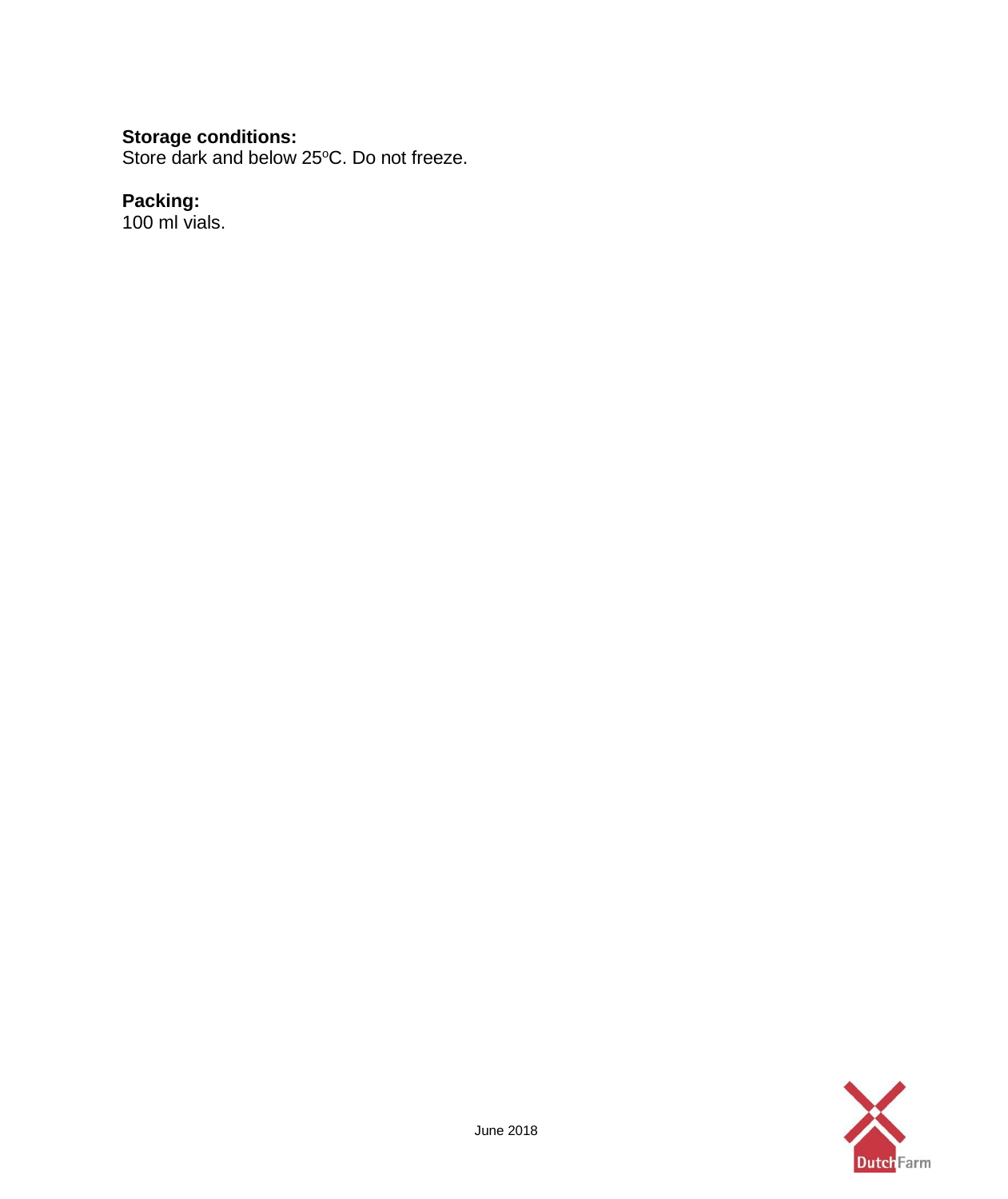**Storage conditions:**
Store dark and below 25ºC. Do not freeze.

**Packing:**
100 ml vials.

June 2018